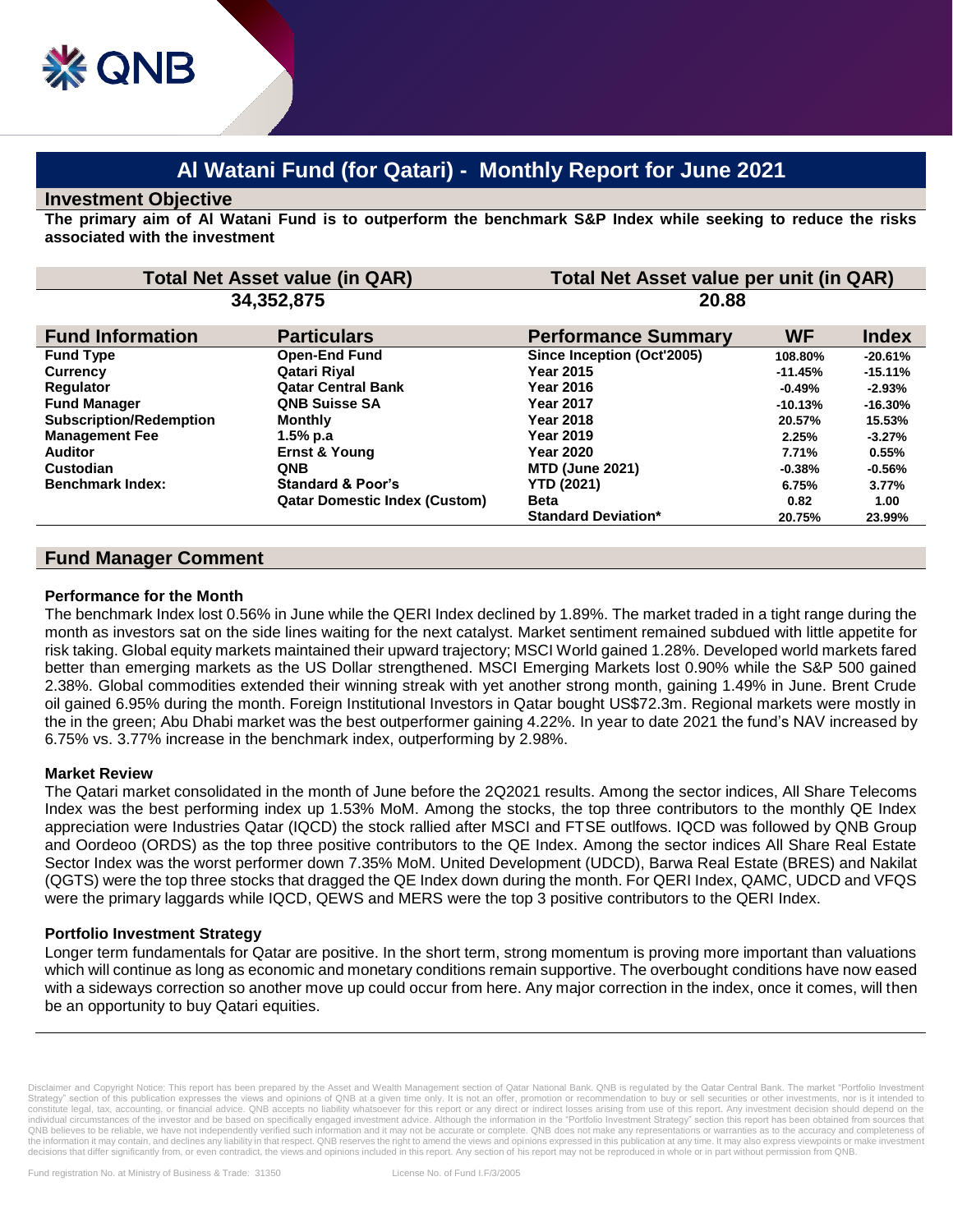# Al Watani Fund (for Qatari) - Monthly Report for June 2021

## Investment Objective

**The primary aim of Al Watani Fund is to outperform the benchmark S&P Index while seeking to reduce the risks associated with the investment**

| Total Net Asset value (in QAR) | Total Net Asset value per unit (in QAR) |
|---|---|
| 34,352,875 | 20.88 |

| Fund Information | Particulars |
|---|---|
| Fund Type | Open-End Fund |
| Currency | Qatari Riyal |
| Regulator | Qatar Central Bank |
| Fund Manager | QNB Suisse SA |
| Subscription/Redemption | Monthly |
| Management Fee | 1.5% p.a |
| Auditor | Ernst & Young |
| Custodian | QNB |
| Benchmark Index: | Standard & Poor's Qatar Domestic Index (Custom) |

| Performance Summary | WF | Index |
|---|---|---|
| Since Inception (Oct'2005) | 108.80% | -20.61% |
| Year 2015 | -11.45% | -15.11% |
| Year 2016 | -0.49% | -2.93% |
| Year 2017 | -10.13% | -16.30% |
| Year 2018 | 20.57% | 15.53% |
| Year 2019 | 2.25% | -3.27% |
| Year 2020 | 7.71% | 0.55% |
| MTD (June 2021) | -0.38% | -0.56% |
| YTD (2021) | 6.75% | 3.77% |
| Beta | 0.82 | 1.00 |
| Standard Deviation* | 20.75% | 23.99% |

## Fund Manager Comment

### Performance for the Month

The benchmark Index lost 0.56% in June while the QERI Index declined by 1.89%. The market traded in a tight range during the month as investors sat on the side lines waiting for the next catalyst. Market sentiment remained subdued with little appetite for risk taking. Global equity markets maintained their upward trajectory; MSCI World gained 1.28%. Developed world markets fared better than emerging markets as the US Dollar strengthened. MSCI Emerging Markets lost 0.90% while the S&P 500 gained 2.38%. Global commodities extended their winning streak with yet another strong month, gaining 1.49% in June. Brent Crude oil gained 6.95% during the month. Foreign Institutional Investors in Qatar bought US$72.3m. Regional markets were mostly in the in the green; Abu Dhabi market was the best outperformer gaining 4.22%. In year to date 2021 the fund's NAV increased by 6.75% vs. 3.77% increase in the benchmark index, outperforming by 2.98%.

### Market Review

The Qatari market consolidated in the month of June before the 2Q2021 results. Among the sector indices, All Share Telecoms Index was the best performing index up 1.53% MoM. Among the stocks, the top three contributors to the monthly QE Index appreciation were Industries Qatar (IQCD) the stock rallied after MSCI and FTSE outlfows. IQCD was followed by QNB Group and Oordeoo (ORDS) as the top three positive contributors to the QE Index. Among the sector indices All Share Real Estate Sector Index was the worst performer down 7.35% MoM. United Development (UDCD), Barwa Real Estate (BRES) and Nakilat (QGTS) were the top three stocks that dragged the QE Index down during the month. For QERI Index, QAMC, UDCD and VFQS were the primary laggards while IQCD, QEWS and MERS were the top 3 positive contributors to the QERI Index.

### Portfolio Investment Strategy

Longer term fundamentals for Qatar are positive. In the short term, strong momentum is proving more important than valuations which will continue as long as economic and monetary conditions remain supportive. The overbought conditions have now eased with a sideways correction so another move up could occur from here. Any major correction in the index, once it comes, will then be an opportunity to buy Qatari equities.

Disclaimer and Copyright Notice: This report has been prepared by the Asset and Wealth Management section of Qatar National Bank. QNB is regulated by the Qatar Central Bank. The market "Portfolio Investment Strategy" section of this publication expresses the views and opinions of QNB at a given time only. It is not an offer, promotion or recommendation to buy or sell securities or other investments, nor is it intended to constitute legal, tax, accounting, or financial advice. QNB accepts no liability whatsoever for this report or any direct or indirect losses arising from use of this report. Any investment decision should depend on the individual circumstances of the investor and be based on specifically engaged investment advice. Although the information in the "Portfolio Investment Strategy" section this report has been obtained from sources that QNB believes to be reliable, we have not independently verified such information and it may not be accurate or complete. QNB does not make any representations or warranties as to the accuracy and completeness of the information it may contain, and declines any liability in that respect. QNB reserves the right to amend the views and opinions expressed in this publication at any time. It may also express viewpoints or make investment decisions that differ significantly from, or even contradict, the views and opinions included in this report. Any section of his report may not be reproduced in whole or in part without permission from QNB.

Fund registration No. at Ministry of Business & Trade: 31350 License No. of Fund I.F/3/2005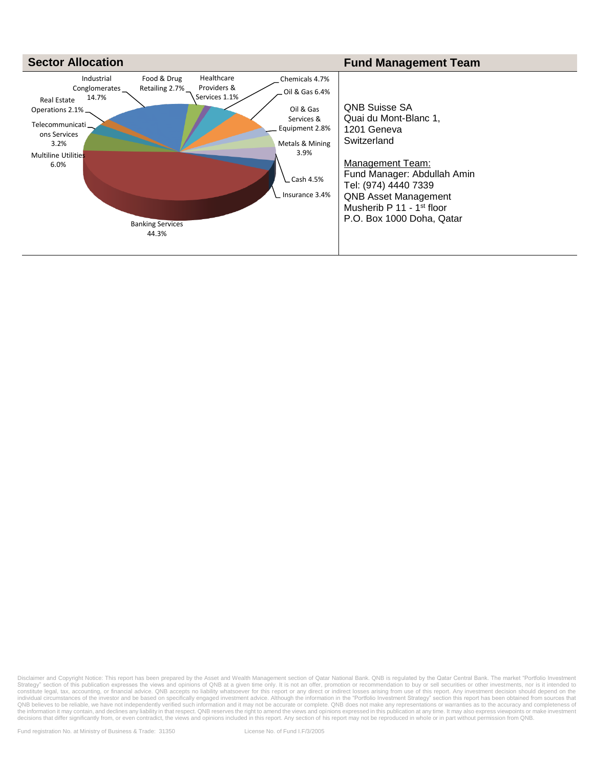## Sector Allocation

Industrial Conglomerates 14.7%

Food & Drug Retailing 2.7%

Healthcare Providers & Services 1.1%

Chemicals 4.7%

Oil & Gas 6.4%

Oil & Gas Services & Equipment 2.8%

Metals & Mining 3.9%

Cash 4.5%

Insurance 3.4%

Banking Services 44.3%

Multiline Utilities 6.0%

Telecommunications Services 3.2%

Real Estate Operations 2.1%

## Fund Management Team

QNB Suisse SA
Quai du Mont-Blanc 1,
1201 Geneva
Switzerland

Management Team:
Fund Manager: Abdullah Amin
Tel: (974) 4440 7339
QNB Asset Management
Musherib P 11 - 1st floor
P.O. Box 1000 Doha, Qatar

Disclaimer and Copyright Notice: This report has been prepared by the Asset and Wealth Management section of Qatar National Bank. QNB is regulated by the Qatar Central Bank. The market "Portfolio Investment Strategy" section of this publication expresses the views and opinions of QNB at a given time only. It is not an offer, promotion or recommendation to buy or sell securities or other investments, nor is it intended to constitute legal, tax, accounting, or financial advice. QNB accepts no liability whatsoever for this report or any direct or indirect losses arising from use of this report. Any investment decision should depend on the individual circumstances of the investor and be based on specifically engaged investment advice. Although the information in the "Portfolio Investment Strategy" section this report has been obtained from sources that QNB believes to be reliable, we have not independently verified such information and it may not be accurate or complete. QNB does not make any representations or warranties as to the accuracy and completeness of the information it may contain, and declines any liability in that respect. QNB reserves the right to amend the views and opinions expressed in this publication at any time. It may also express viewpoints or make investment decisions that differ significantly from, or even contradict, the views and opinions included in this report. Any section of his report may not be reproduced in whole or in part without permission from QNB.

Fund registration No. at Ministry of Business & Trade: 31350 License No. of Fund I.F/3/2005